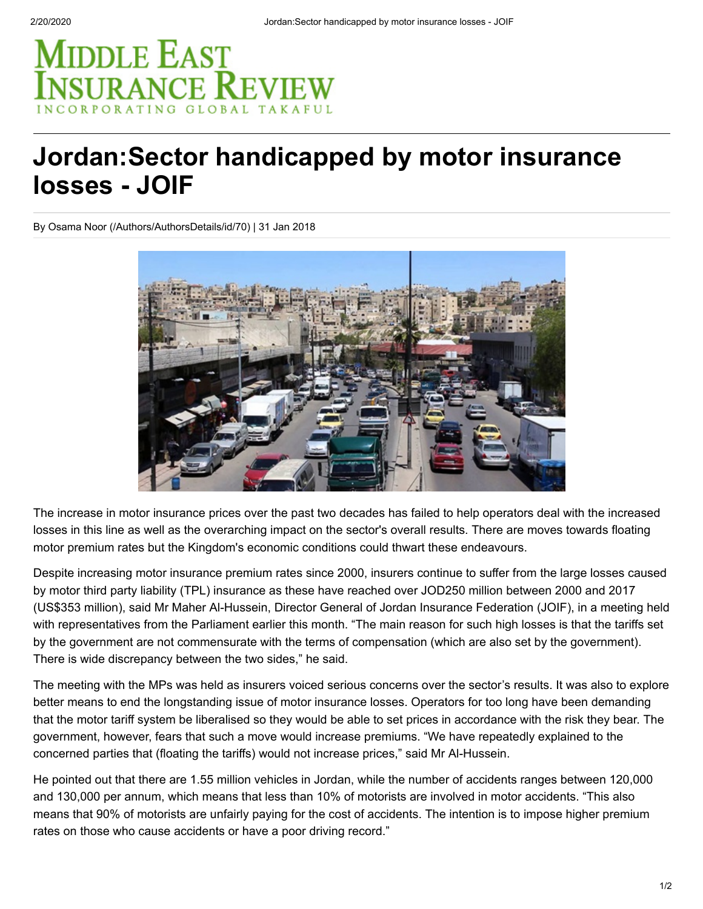MIDDLE EAST INSURANCE REVIEW
INCORPORATING GLOBAL TAKAFUL

# Jordan:Sector handicapped by motor insurance losses - JOIF

By Osama Noor (/Authors/AuthorsDetails/id/70) | 31 Jan 2018

The increase in motor insurance prices over the past two decades has failed to help operators deal with the increased losses in this line as well as the overarching impact on the sector's overall results. There are moves towards floating motor premium rates but the Kingdom's economic conditions could thwart these endeavours.

Despite increasing motor insurance premium rates since 2000, insurers continue to suffer from the large losses caused by motor third party liability (TPL) insurance as these have reached over JOD250 million between 2000 and 2017 (US$353 million), said Mr Maher Al-Hussein, Director General of Jordan Insurance Federation (JOIF), in a meeting held with representatives from the Parliament earlier this month. “The main reason for such high losses is that the tariffs set by the government are not commensurate with the terms of compensation (which are also set by the government). There is wide discrepancy between the two sides,” he said.

The meeting with the MPs was held as insurers voiced serious concerns over the sector’s results. It was also to explore better means to end the longstanding issue of motor insurance losses. Operators for too long have been demanding that the motor tariff system be liberalised so they would be able to set prices in accordance with the risk they bear. The government, however, fears that such a move would increase premiums. “We have repeatedly explained to the concerned parties that (floating the tariffs) would not increase prices,” said Mr Al-Hussein.

He pointed out that there are 1.55 million vehicles in Jordan, while the number of accidents ranges between 120,000 and 130,000 per annum, which means that less than 10% of motorists are involved in motor accidents. “This also means that 90% of motorists are unfairly paying for the cost of accidents. The intention is to impose higher premium rates on those who cause accidents or have a poor driving record.”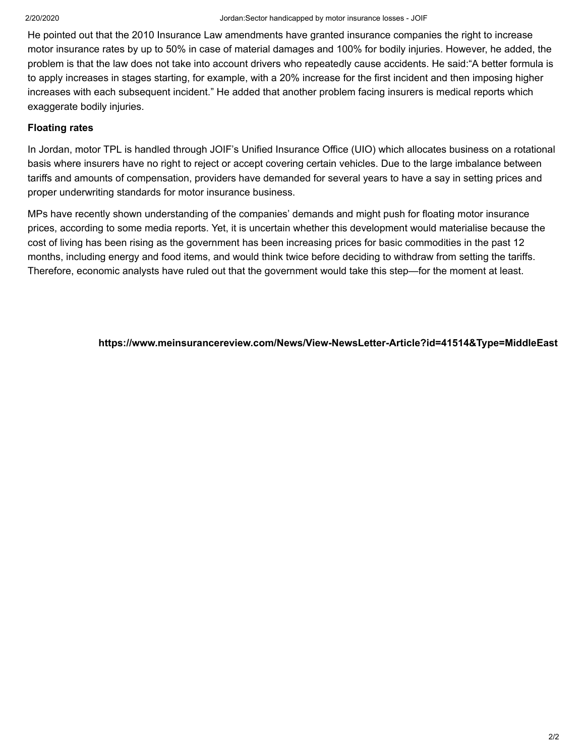He pointed out that the 2010 Insurance Law amendments have granted insurance companies the right to increase motor insurance rates by up to 50% in case of material damages and 100% for bodily injuries. However, he added, the problem is that the law does not take into account drivers who repeatedly cause accidents. He said:“A better formula is to apply increases in stages starting, for example, with a 20% increase for the first incident and then imposing higher increases with each subsequent incident.” He added that another problem facing insurers is medical reports which exaggerate bodily injuries.

**Floating rates**

In Jordan, motor TPL is handled through JOIF’s Unified Insurance Office (UIO) which allocates business on a rotational basis where insurers have no right to reject or accept covering certain vehicles. Due to the large imbalance between tariffs and amounts of compensation, providers have demanded for several years to have a say in setting prices and proper underwriting standards for motor insurance business.

MPs have recently shown understanding of the companies’ demands and might push for floating motor insurance prices, according to some media reports. Yet, it is uncertain whether this development would materialise because the cost of living has been rising as the government has been increasing prices for basic commodities in the past 12 months, including energy and food items, and would think twice before deciding to withdraw from setting the tariffs. Therefore, economic analysts have ruled out that the government would take this step—for the moment at least.

**https://www.meinsurancereview.com/News/View-NewsLetter-Article?id=41514&Type=MiddleEast**